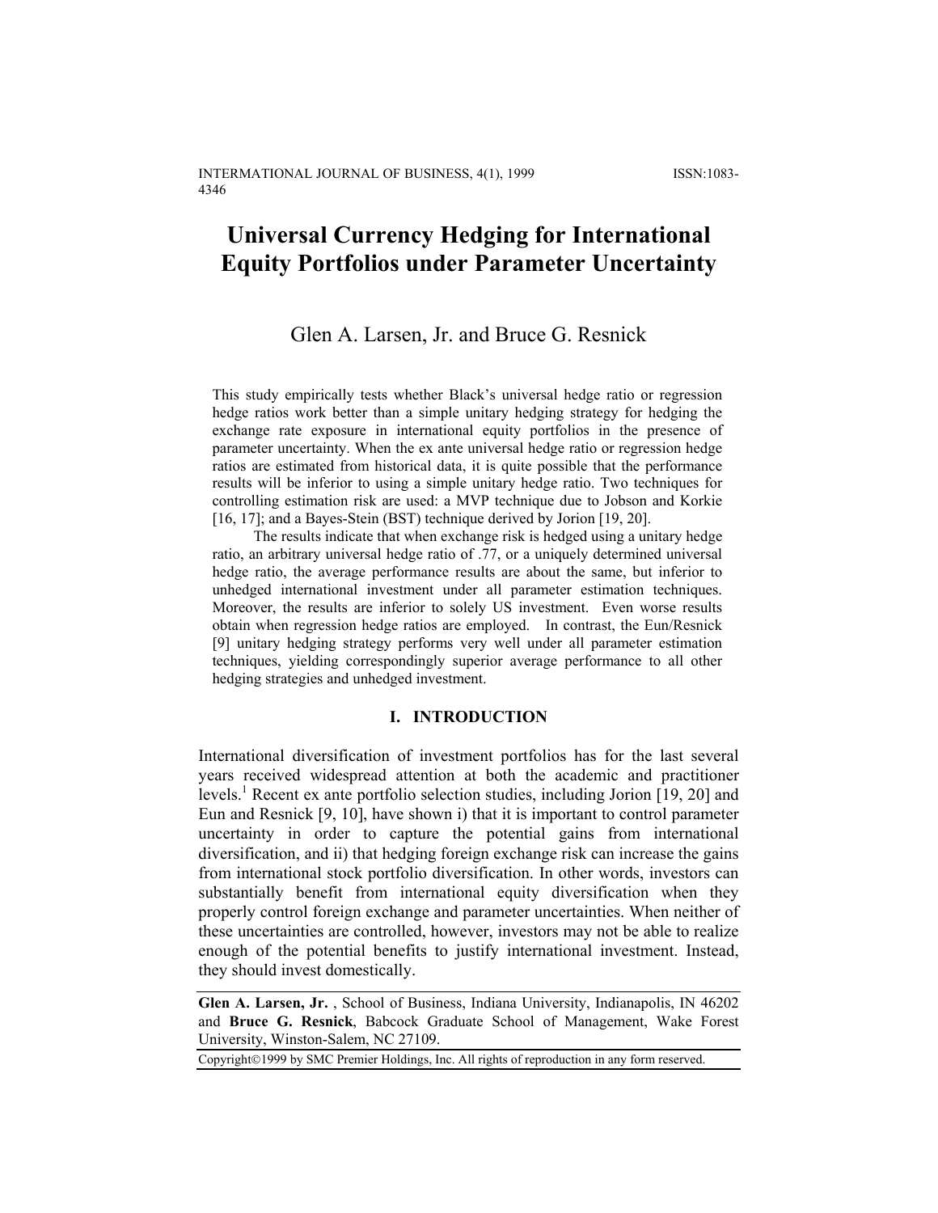# Universal Currency Hedging for International Equity Portfolios under Parameter Uncertainty

Glen A. Larsen, Jr. and Bruce G. Resnick

This study empirically tests whether Black's universal hedge ratio or regression hedge ratios work better than a simple unitary hedging strategy for hedging the exchange rate exposure in international equity portfolios in the presence of parameter uncertainty. When the ex ante universal hedge ratio or regression hedge ratios are estimated from historical data, it is quite possible that the performance results will be inferior to using a simple unitary hedge ratio. Two techniques for controlling estimation risk are used: a MVP technique due to Jobson and Korkie [16, 17]; and a Bayes-Stein (BST) technique derived by Jorion [19, 20].

The results indicate that when exchange risk is hedged using a unitary hedge ratio, an arbitrary universal hedge ratio of .77, or a uniquely determined universal hedge ratio, the average performance results are about the same, but inferior to unhedged international investment under all parameter estimation techniques. Moreover, the results are inferior to solely US investment. Even worse results obtain when regression hedge ratios are employed. In contrast, the Eun/Resnick [9] unitary hedging strategy performs very well under all parameter estimation techniques, yielding correspondingly superior average performance to all other hedging strategies and unhedged investment.

## I. INTRODUCTION

International diversification of investment portfolios has for the last several years received widespread attention at both the academic and practitioner levels.[1] Recent ex ante portfolio selection studies, including Jorion [19, 20] and Eun and Resnick [9, 10], have shown i) that it is important to control parameter uncertainty in order to capture the potential gains from international diversification, and ii) that hedging foreign exchange risk can increase the gains from international stock portfolio diversification. In other words, investors can substantially benefit from international equity diversification when they properly control foreign exchange and parameter uncertainties. When neither of these uncertainties are controlled, however, investors may not be able to realize enough of the potential benefits to justify international investment. Instead, they should invest domestically.

**Glen A. Larsen, Jr.**, School of Business, Indiana University, Indianapolis, IN 46202 and **Bruce G. Resnick**, Babcock Graduate School of Management, Wake Forest University, Winston-Salem, NC 27109.

Copyright©1999 by SMC Premier Holdings, Inc. All rights of reproduction in any form reserved.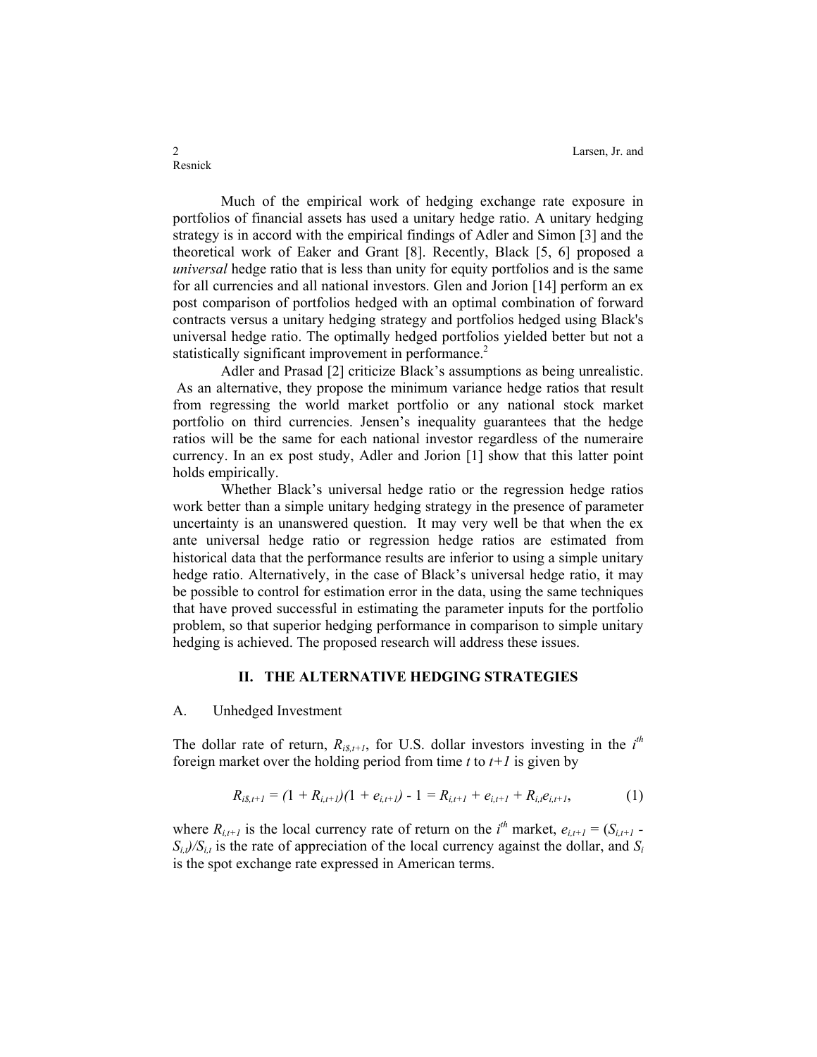Much of the empirical work of hedging exchange rate exposure in portfolios of financial assets has used a unitary hedge ratio. A unitary hedging strategy is in accord with the empirical findings of Adler and Simon [3] and the theoretical work of Eaker and Grant [8]. Recently, Black [5, 6] proposed a *universal* hedge ratio that is less than unity for equity portfolios and is the same for all currencies and all national investors. Glen and Jorion [14] perform an ex post comparison of portfolios hedged with an optimal combination of forward contracts versus a unitary hedging strategy and portfolios hedged using Black's universal hedge ratio. The optimally hedged portfolios yielded better but not a statistically significant improvement in performance.[2]

Adler and Prasad [2] criticize Black's assumptions as being unrealistic. As an alternative, they propose the minimum variance hedge ratios that result from regressing the world market portfolio or any national stock market portfolio on third currencies. Jensen's inequality guarantees that the hedge ratios will be the same for each national investor regardless of the numeraire currency. In an ex post study, Adler and Jorion [1] show that this latter point holds empirically.

Whether Black's universal hedge ratio or the regression hedge ratios work better than a simple unitary hedging strategy in the presence of parameter uncertainty is an unanswered question. It may very well be that when the ex ante universal hedge ratio or regression hedge ratios are estimated from historical data that the performance results are inferior to using a simple unitary hedge ratio. Alternatively, in the case of Black's universal hedge ratio, it may be possible to control for estimation error in the data, using the same techniques that have proved successful in estimating the parameter inputs for the portfolio problem, so that superior hedging performance in comparison to simple unitary hedging is achieved. The proposed research will address these issues.

## II. THE ALTERNATIVE HEDGING STRATEGIES

### A. Unhedged Investment

The dollar rate of return, $R_{i\$,t+1}$, for U.S. dollar investors investing in the $i^{th}$ foreign market over the holding period from time $t$ to $t+1$ is given by

$$R_{i\$,t+1} = (1 + R_{i,t+1})(1 + e_{i,t+1}) - 1 = R_{i,t+1} + e_{i,t+1} + R_{i,t}e_{i,t+1}, \tag{1}$$

where $R_{i,t+1}$ is the local currency rate of return on the $i^{th}$ market, $e_{i,t+1} = (S_{i,t+1} - S_{i,t})/S_{i,t}$ is the rate of appreciation of the local currency against the dollar, and $S_i$ is the spot exchange rate expressed in American terms.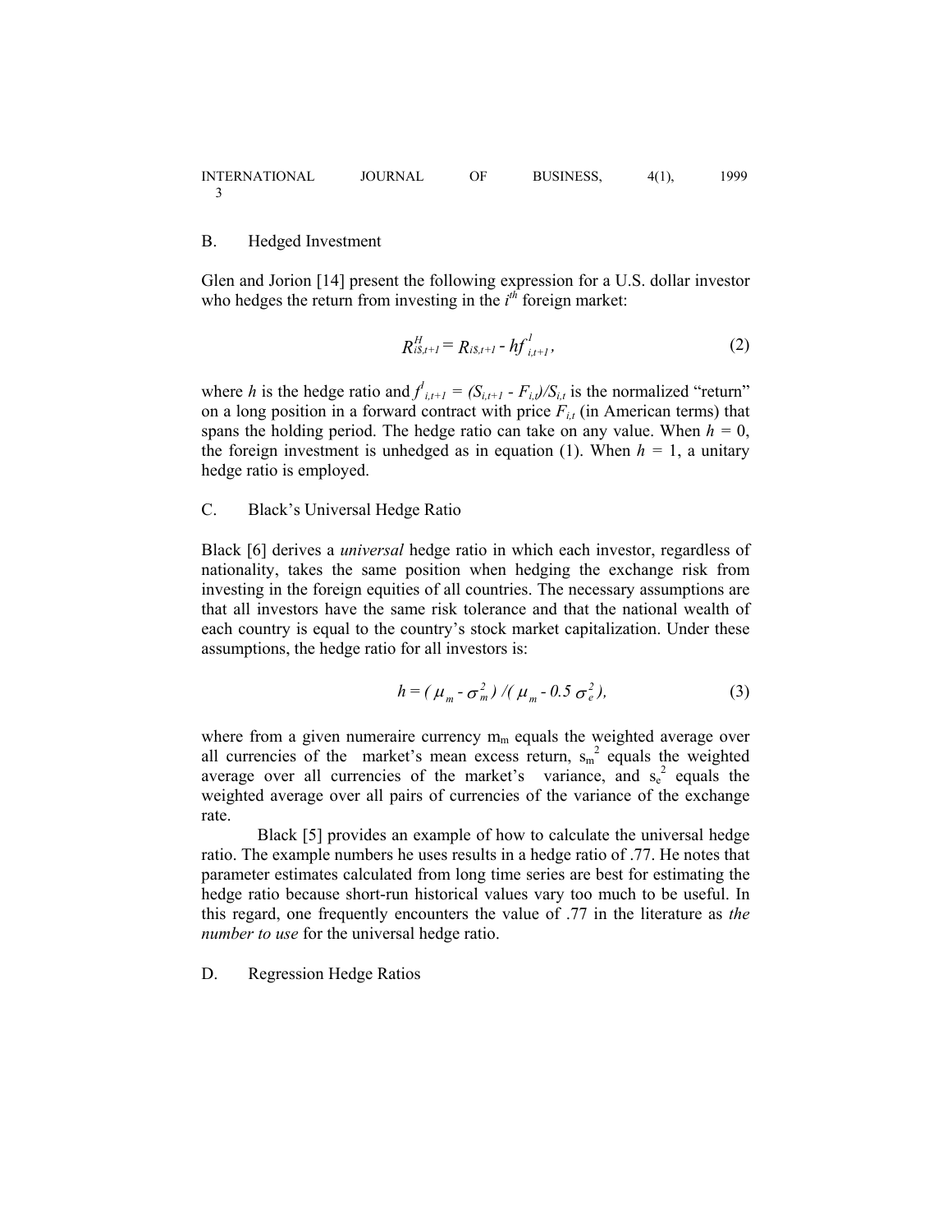## B. Hedged Investment

Glen and Jorion [14] present the following expression for a U.S. dollar investor who hedges the return from investing in the $i^{th}$ foreign market:

$$R^{H}_{i\$,t+1} = R_{i\$,t+1} - hf^{1}_{i,t+1}, \tag{2}$$

where $h$ is the hedge ratio and $f^{1}_{i,t+1} = (S_{i,t+1} - F_{i,t})/S_{i,t}$ is the normalized "return" on a long position in a forward contract with price $F_{i,t}$ (in American terms) that spans the holding period. The hedge ratio can take on any value. When $h = 0$, the foreign investment is unhedged as in equation (1). When $h = 1$, a unitary hedge ratio is employed.

## C. Black's Universal Hedge Ratio

Black [6] derives a *universal* hedge ratio in which each investor, regardless of nationality, takes the same position when hedging the exchange risk from investing in the foreign equities of all countries. The necessary assumptions are that all investors have the same risk tolerance and that the national wealth of each country is equal to the country's stock market capitalization. Under these assumptions, the hedge ratio for all investors is:

$$h = (\mu_m - \sigma^2_m) / (\mu_m - 0.5\,\sigma^2_e), \tag{3}$$

where from a given numeraire currency $m_m$ equals the weighted average over all currencies of the market's mean excess return, $s_m^2$ equals the weighted average over all currencies of the market's variance, and $s_e^2$ equals the weighted average over all pairs of currencies of the variance of the exchange rate.

Black [5] provides an example of how to calculate the universal hedge ratio. The example numbers he uses results in a hedge ratio of .77. He notes that parameter estimates calculated from long time series are best for estimating the hedge ratio because short-run historical values vary too much to be useful. In this regard, one frequently encounters the value of .77 in the literature as *the number to use* for the universal hedge ratio.

## D. Regression Hedge Ratios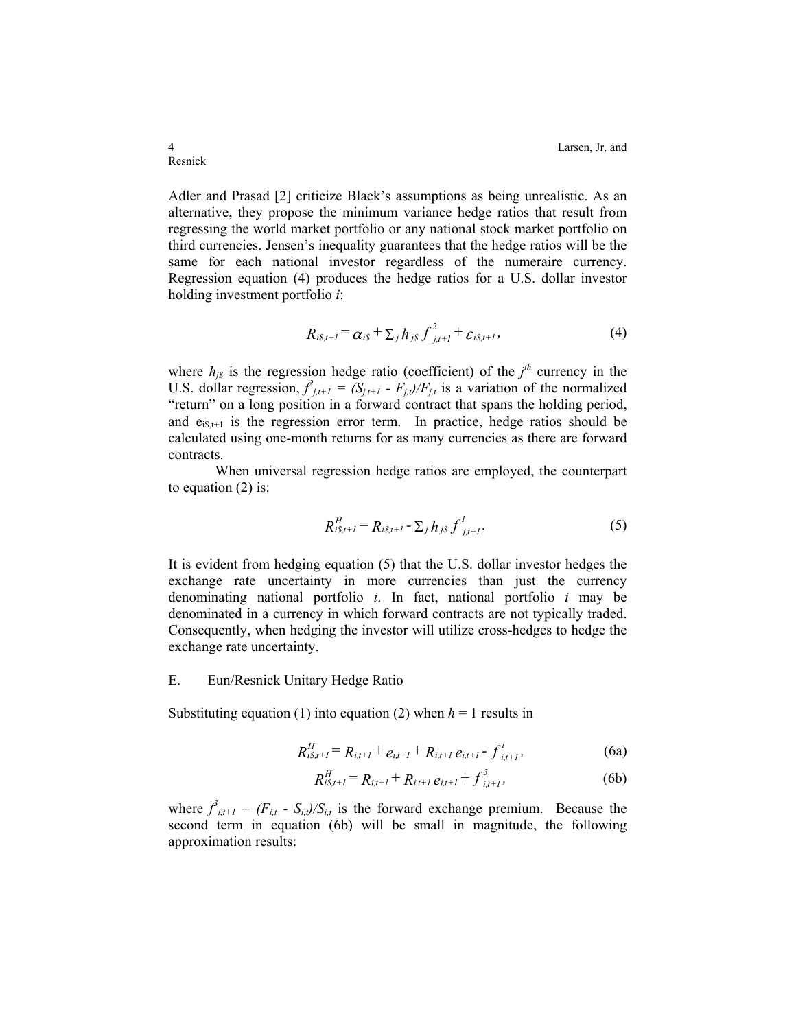Adler and Prasad [2] criticize Black's assumptions as being unrealistic. As an alternative, they propose the minimum variance hedge ratios that result from regressing the world market portfolio or any national stock market portfolio on third currencies. Jensen's inequality guarantees that the hedge ratios will be the same for each national investor regardless of the numeraire currency. Regression equation (4) produces the hedge ratios for a U.S. dollar investor holding investment portfolio *i*:

$$R_{i\$,t+1} = \alpha_{i\$} + \Sigma_j\, h_{j\$}\, f^{2}_{j,t+1} + \varepsilon_{i\$,t+1}, \tag{4}$$

where $h_{j\$}$ is the regression hedge ratio (coefficient) of the $j^{th}$ currency in the U.S. dollar regression, $f^{2}_{j,t+1} = (S_{j,t+1} - F_{j,t})/F_{j,t}$ is a variation of the normalized "return" on a long position in a forward contract that spans the holding period, and $e_{i\$,t+1}$ is the regression error term. In practice, hedge ratios should be calculated using one-month returns for as many currencies as there are forward contracts.

When universal regression hedge ratios are employed, the counterpart to equation (2) is:

$$R^{H}_{i\$,t+1} = R_{i\$,t+1} - \Sigma_j\, h_{j\$}\, f^{1}_{j,t+1}. \tag{5}$$

It is evident from hedging equation (5) that the U.S. dollar investor hedges the exchange rate uncertainty in more currencies than just the currency denominating national portfolio *i*. In fact, national portfolio *i* may be denominated in a currency in which forward contracts are not typically traded. Consequently, when hedging the investor will utilize cross-hedges to hedge the exchange rate uncertainty.

## E. Eun/Resnick Unitary Hedge Ratio

Substituting equation (1) into equation (2) when $h = 1$ results in

$$R^{H}_{i\$,t+1} = R_{i,t+1} + e_{i,t+1} + R_{i,t+1}\, e_{i,t+1} - f^{1}_{i,t+1}, \tag{6a}$$

$$R^{H}_{i\$,t+1} = R_{i,t+1} + R_{i,t+1}\, e_{i,t+1} + f^{3}_{i,t+1}, \tag{6b}$$

where $f^{3}_{i,t+1} = (F_{i,t} - S_{i,t})/S_{i,t}$ is the forward exchange premium. Because the second term in equation (6b) will be small in magnitude, the following approximation results: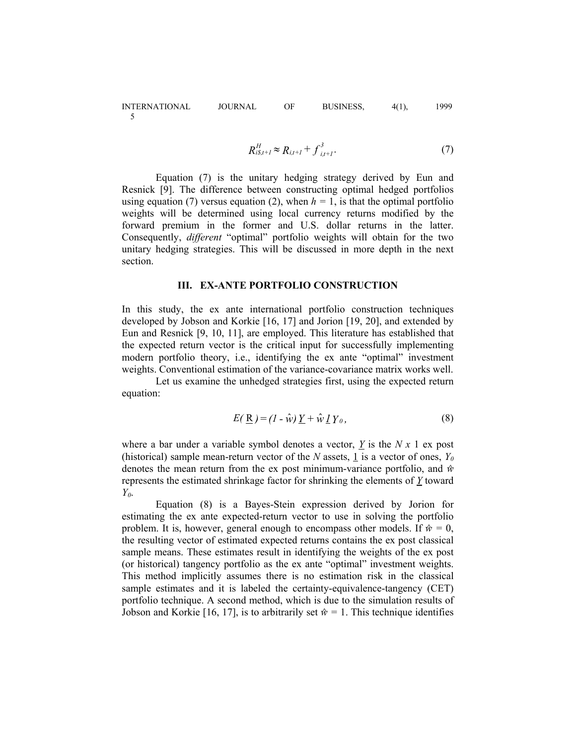$$R^{H}_{i\$,t+1} \approx R_{i,t+1} + f^{3}_{i,t+1}. \tag{7}$$

Equation (7) is the unitary hedging strategy derived by Eun and Resnick [9]. The difference between constructing optimal hedged portfolios using equation (7) versus equation (2), when $h = 1$, is that the optimal portfolio weights will be determined using local currency returns modified by the forward premium in the former and U.S. dollar returns in the latter. Consequently, *different* "optimal" portfolio weights will obtain for the two unitary hedging strategies. This will be discussed in more depth in the next section.

## III. EX-ANTE PORTFOLIO CONSTRUCTION

In this study, the ex ante international portfolio construction techniques developed by Jobson and Korkie [16, 17] and Jorion [19, 20], and extended by Eun and Resnick [9, 10, 11], are employed. This literature has established that the expected return vector is the critical input for successfully implementing modern portfolio theory, i.e., identifying the ex ante "optimal" investment weights. Conventional estimation of the variance-covariance matrix works well.

Let us examine the unhedged strategies first, using the expected return equation:

$$E(\underline{R}) = (1 - \hat{w})\underline{Y} + \hat{w}\,\underline{1}\,Y_0, \tag{8}$$

where a bar under a variable symbol denotes a vector, $\underline{Y}$ is the $N \times 1$ ex post (historical) sample mean-return vector of the $N$ assets, $\underline{1}$ is a vector of ones, $Y_0$ denotes the mean return from the ex post minimum-variance portfolio, and $\hat{w}$ represents the estimated shrinkage factor for shrinking the elements of $\underline{Y}$ toward $Y_0$.

Equation (8) is a Bayes-Stein expression derived by Jorion for estimating the ex ante expected-return vector to use in solving the portfolio problem. It is, however, general enough to encompass other models. If $\hat{w} = 0$, the resulting vector of estimated expected returns contains the ex post classical sample means. These estimates result in identifying the weights of the ex post (or historical) tangency portfolio as the ex ante "optimal" investment weights. This method implicitly assumes there is no estimation risk in the classical sample estimates and it is labeled the certainty-equivalence-tangency (CET) portfolio technique. A second method, which is due to the simulation results of Jobson and Korkie [16, 17], is to arbitrarily set $\hat{w} = 1$. This technique identifies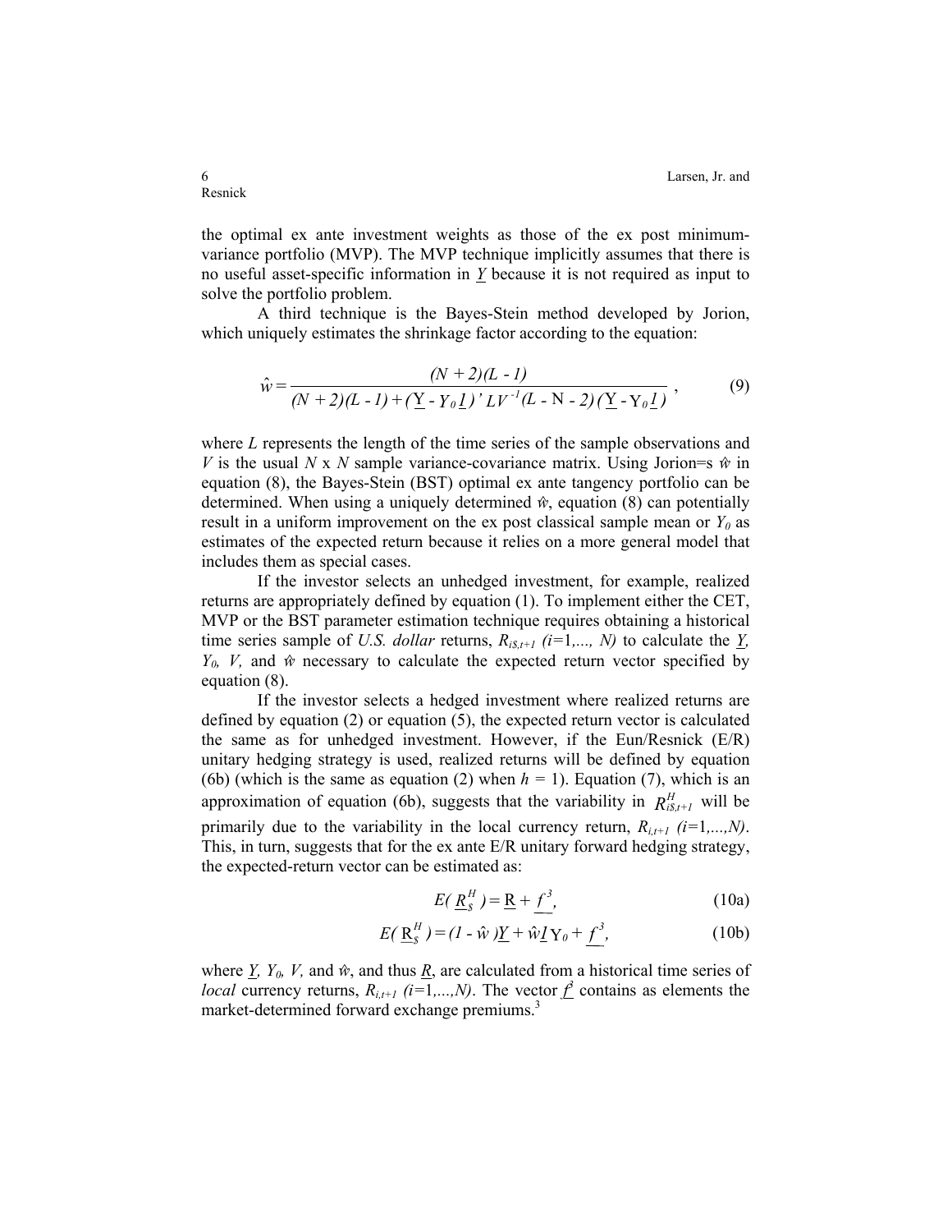the optimal ex ante investment weights as those of the ex post minimum-variance portfolio (MVP). The MVP technique implicitly assumes that there is no useful asset-specific information in $\underline{Y}$ because it is not required as input to solve the portfolio problem.

A third technique is the Bayes-Stein method developed by Jorion, which uniquely estimates the shrinkage factor according to the equation:

$$\hat{w} = \frac{(N + 2)(L - 1)}{(N + 2)(L - 1) + (\underline{Y} - Y_0 \underline{1})' L V^{-1} (L - N - 2) (\underline{Y} - Y_0 \underline{1})} \,, \tag{9}$$

where $L$ represents the length of the time series of the sample observations and $V$ is the usual $N$ x $N$ sample variance-covariance matrix. Using Jorion=s $\hat{w}$ in equation (8), the Bayes-Stein (BST) optimal ex ante tangency portfolio can be determined. When using a uniquely determined $\hat{w}$, equation (8) can potentially result in a uniform improvement on the ex post classical sample mean or $Y_0$ as estimates of the expected return because it relies on a more general model that includes them as special cases.

If the investor selects an unhedged investment, for example, realized returns are appropriately defined by equation (1). To implement either the CET, MVP or the BST parameter estimation technique requires obtaining a historical time series sample of *U.S. dollar* returns, $R_{i\$,t+1}$ $(i=1,..., N)$ to calculate the $\underline{Y}$, $Y_0$, $V$, and $\hat{w}$ necessary to calculate the expected return vector specified by equation (8).

If the investor selects a hedged investment where realized returns are defined by equation (2) or equation (5), the expected return vector is calculated the same as for unhedged investment. However, if the Eun/Resnick (E/R) unitary hedging strategy is used, realized returns will be defined by equation (6b) (which is the same as equation (2) when $h$ = 1). Equation (7), which is an approximation of equation (6b), suggests that the variability in $R^H_{i\$,t+1}$ will be primarily due to the variability in the local currency return, $R_{i,t+1}$ $(i=1,...,N)$. This, in turn, suggests that for the ex ante E/R unitary forward hedging strategy, the expected-return vector can be estimated as:

$$E(\underline{R}^H_{\$}) = \underline{R} + \underline{f}^3, \tag{10a}$$

$$E(\underline{R}^H_{\$}) = (1 - \hat{w})\underline{Y} + \hat{w}\underline{1}Y_0 + \underline{f}^3, \tag{10b}$$

where $\underline{Y}$, $Y_0$, $V$, and $\hat{w}$, and thus $\underline{R}$, are calculated from a historical time series of *local* currency returns, $R_{i,t+1}$ $(i=1,...,N)$. The vector $\underline{f}^3$ contains as elements the market-determined forward exchange premiums.[3]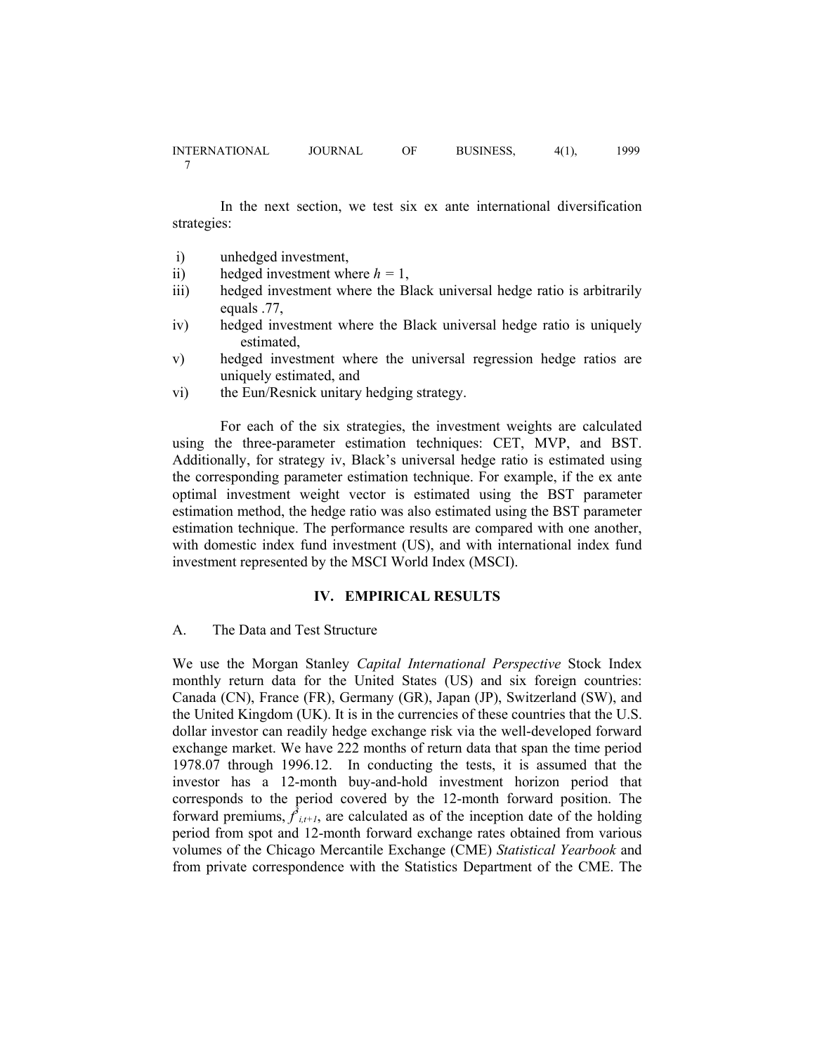In the next section, we test six ex ante international diversification strategies:

i) unhedged investment,
ii) hedged investment where $h = 1$,
iii) hedged investment where the Black universal hedge ratio is arbitrarily equals .77,
iv) hedged investment where the Black universal hedge ratio is uniquely estimated,
v) hedged investment where the universal regression hedge ratios are uniquely estimated, and
vi) the Eun/Resnick unitary hedging strategy.

For each of the six strategies, the investment weights are calculated using the three-parameter estimation techniques: CET, MVP, and BST. Additionally, for strategy iv, Black's universal hedge ratio is estimated using the corresponding parameter estimation technique. For example, if the ex ante optimal investment weight vector is estimated using the BST parameter estimation method, the hedge ratio was also estimated using the BST parameter estimation technique. The performance results are compared with one another, with domestic index fund investment (US), and with international index fund investment represented by the MSCI World Index (MSCI).

## IV. EMPIRICAL RESULTS

### A. The Data and Test Structure

We use the Morgan Stanley *Capital International Perspective* Stock Index monthly return data for the United States (US) and six foreign countries: Canada (CN), France (FR), Germany (GR), Japan (JP), Switzerland (SW), and the United Kingdom (UK). It is in the currencies of these countries that the U.S. dollar investor can readily hedge exchange risk via the well-developed forward exchange market. We have 222 months of return data that span the time period 1978.07 through 1996.12. In conducting the tests, it is assumed that the investor has a 12-month buy-and-hold investment horizon period that corresponds to the period covered by the 12-month forward position. The forward premiums, $f^{\$}_{i,t+1}$, are calculated as of the inception date of the holding period from spot and 12-month forward exchange rates obtained from various volumes of the Chicago Mercantile Exchange (CME) *Statistical Yearbook* and from private correspondence with the Statistics Department of the CME. The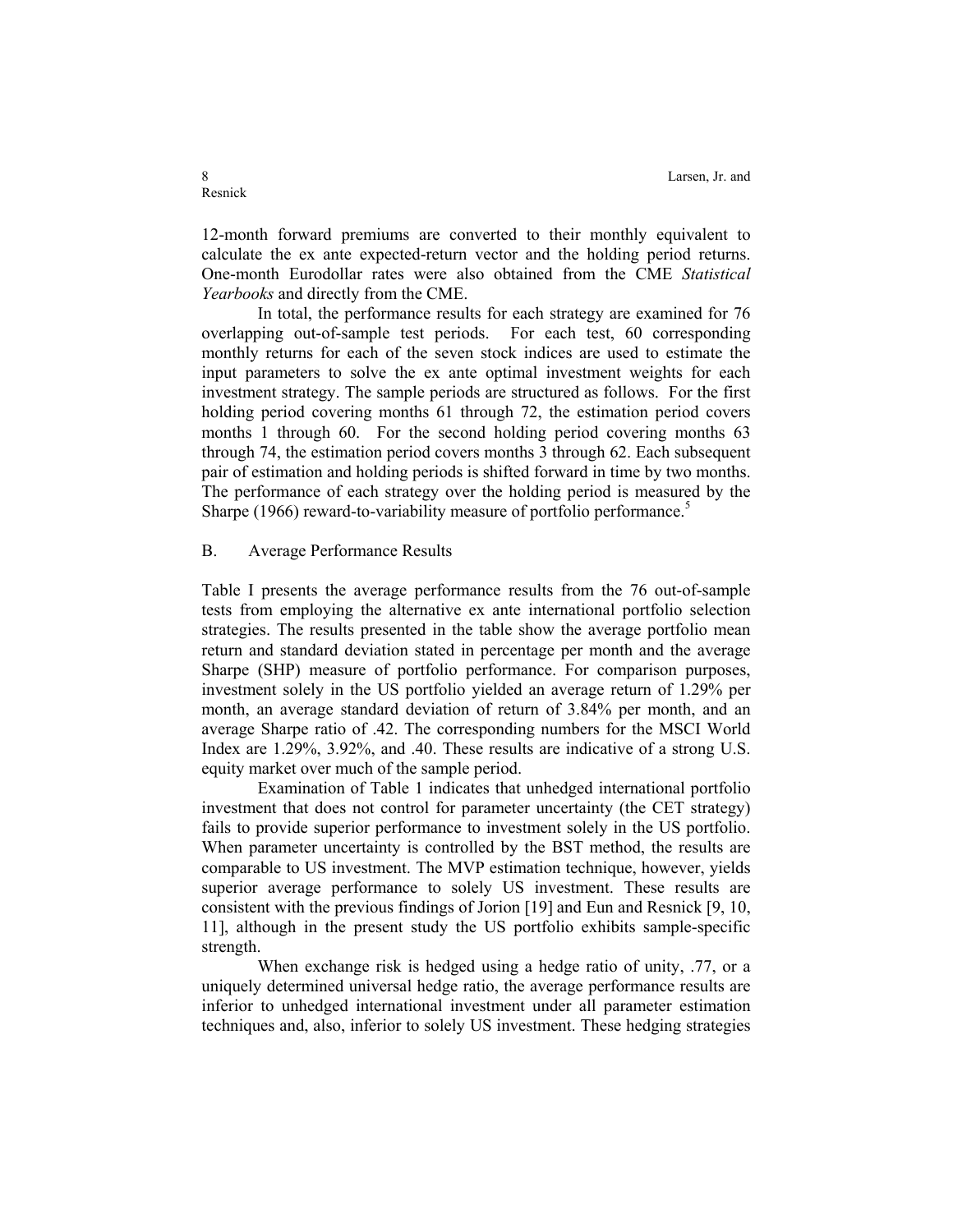12-month forward premiums are converted to their monthly equivalent to calculate the ex ante expected-return vector and the holding period returns. One-month Eurodollar rates were also obtained from the CME *Statistical Yearbooks* and directly from the CME.

In total, the performance results for each strategy are examined for 76 overlapping out-of-sample test periods. For each test, 60 corresponding monthly returns for each of the seven stock indices are used to estimate the input parameters to solve the ex ante optimal investment weights for each investment strategy. The sample periods are structured as follows. For the first holding period covering months 61 through 72, the estimation period covers months 1 through 60. For the second holding period covering months 63 through 74, the estimation period covers months 3 through 62. Each subsequent pair of estimation and holding periods is shifted forward in time by two months. The performance of each strategy over the holding period is measured by the Sharpe (1966) reward-to-variability measure of portfolio performance.[5]

B. Average Performance Results

Table I presents the average performance results from the 76 out-of-sample tests from employing the alternative ex ante international portfolio selection strategies. The results presented in the table show the average portfolio mean return and standard deviation stated in percentage per month and the average Sharpe (SHP) measure of portfolio performance. For comparison purposes, investment solely in the US portfolio yielded an average return of 1.29% per month, an average standard deviation of return of 3.84% per month, and an average Sharpe ratio of .42. The corresponding numbers for the MSCI World Index are 1.29%, 3.92%, and .40. These results are indicative of a strong U.S. equity market over much of the sample period.

Examination of Table 1 indicates that unhedged international portfolio investment that does not control for parameter uncertainty (the CET strategy) fails to provide superior performance to investment solely in the US portfolio. When parameter uncertainty is controlled by the BST method, the results are comparable to US investment. The MVP estimation technique, however, yields superior average performance to solely US investment. These results are consistent with the previous findings of Jorion [19] and Eun and Resnick [9, 10, 11], although in the present study the US portfolio exhibits sample-specific strength.

When exchange risk is hedged using a hedge ratio of unity, .77, or a uniquely determined universal hedge ratio, the average performance results are inferior to unhedged international investment under all parameter estimation techniques and, also, inferior to solely US investment. These hedging strategies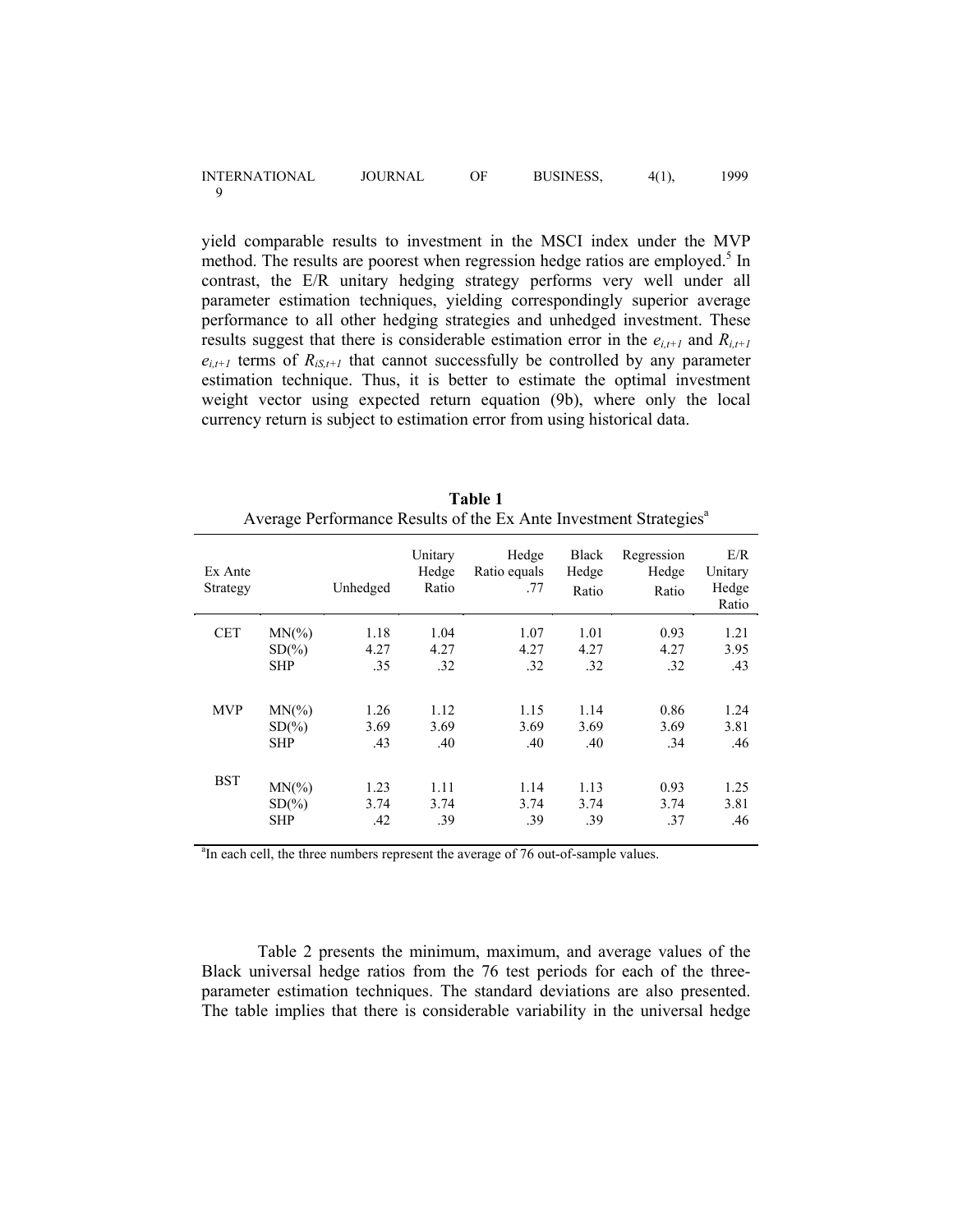yield comparable results to investment in the MSCI index under the MVP method. The results are poorest when regression hedge ratios are employed.[5] In contrast, the E/R unitary hedging strategy performs very well under all parameter estimation techniques, yielding correspondingly superior average performance to all other hedging strategies and unhedged investment. These results suggest that there is considerable estimation error in the $e_{i,t+1}$ and $R_{i,t+1}$ $e_{i,t+1}$ terms of $R_{iS,t+1}$ that cannot successfully be controlled by any parameter estimation technique. Thus, it is better to estimate the optimal investment weight vector using expected return equation (9b), where only the local currency return is subject to estimation error from using historical data.

**Table 1**

Average Performance Results of the Ex Ante Investment Strategies[a]

| Ex Ante Strategy | | Unhedged | Unitary Hedge Ratio | Hedge Ratio equals .77 | Black Hedge Ratio | Regression Hedge Ratio | E/R Unitary Hedge Ratio |
|---|---|---|---|---|---|---|---|
| CET | MN(%) | 1.18 | 1.04 | 1.07 | 1.01 | 0.93 | 1.21 |
| | SD(%) | 4.27 | 4.27 | 4.27 | 4.27 | 4.27 | 3.95 |
| | SHP | .35 | .32 | .32 | .32 | .32 | .43 |
| MVP | MN(%) | 1.26 | 1.12 | 1.15 | 1.14 | 0.86 | 1.24 |
| | SD(%) | 3.69 | 3.69 | 3.69 | 3.69 | 3.69 | 3.81 |
| | SHP | .43 | .40 | .40 | .40 | .34 | .46 |
| BST | MN(%) | 1.23 | 1.11 | 1.14 | 1.13 | 0.93 | 1.25 |
| | SD(%) | 3.74 | 3.74 | 3.74 | 3.74 | 3.74 | 3.81 |
| | SHP | .42 | .39 | .39 | .39 | .37 | .46 |

[a]In each cell, the three numbers represent the average of 76 out-of-sample values.

Table 2 presents the minimum, maximum, and average values of the Black universal hedge ratios from the 76 test periods for each of the three-parameter estimation techniques. The standard deviations are also presented. The table implies that there is considerable variability in the universal hedge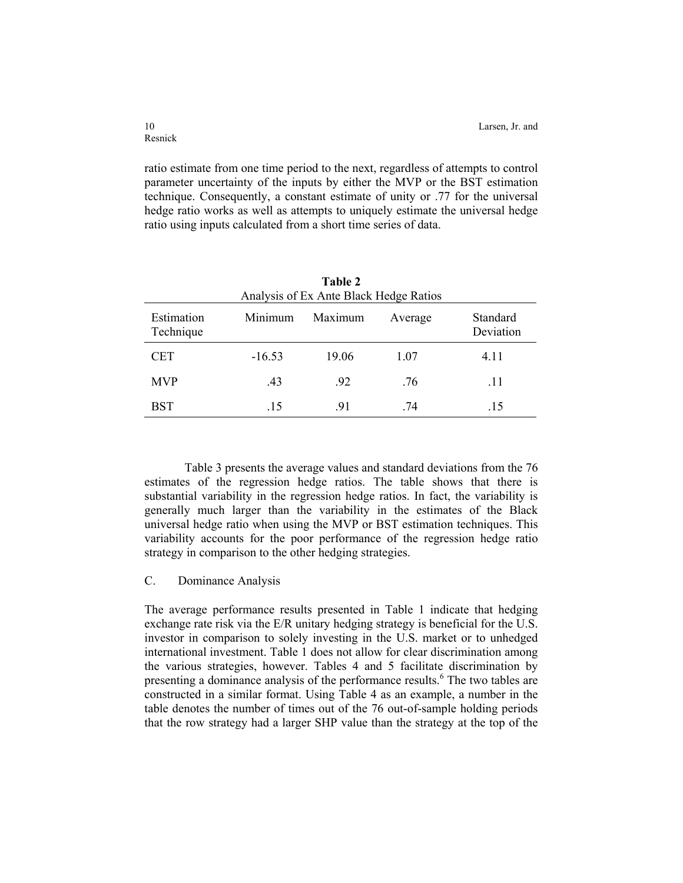ratio estimate from one time period to the next, regardless of attempts to control parameter uncertainty of the inputs by either the MVP or the BST estimation technique. Consequently, a constant estimate of unity or .77 for the universal hedge ratio works as well as attempts to uniquely estimate the universal hedge ratio using inputs calculated from a short time series of data.

**Table 2**
Analysis of Ex Ante Black Hedge Ratios

| Estimation Technique | Minimum | Maximum | Average | Standard Deviation |
|---|---|---|---|---|
| CET | -16.53 | 19.06 | 1.07 | 4.11 |
| MVP | .43 | .92 | .76 | .11 |
| BST | .15 | .91 | .74 | .15 |

Table 3 presents the average values and standard deviations from the 76 estimates of the regression hedge ratios. The table shows that there is substantial variability in the regression hedge ratios. In fact, the variability is generally much larger than the variability in the estimates of the Black universal hedge ratio when using the MVP or BST estimation techniques. This variability accounts for the poor performance of the regression hedge ratio strategy in comparison to the other hedging strategies.

C. Dominance Analysis

The average performance results presented in Table 1 indicate that hedging exchange rate risk via the E/R unitary hedging strategy is beneficial for the U.S. investor in comparison to solely investing in the U.S. market or to unhedged international investment. Table 1 does not allow for clear discrimination among the various strategies, however. Tables 4 and 5 facilitate discrimination by presenting a dominance analysis of the performance results.[6] The two tables are constructed in a similar format. Using Table 4 as an example, a number in the table denotes the number of times out of the 76 out-of-sample holding periods that the row strategy had a larger SHP value than the strategy at the top of the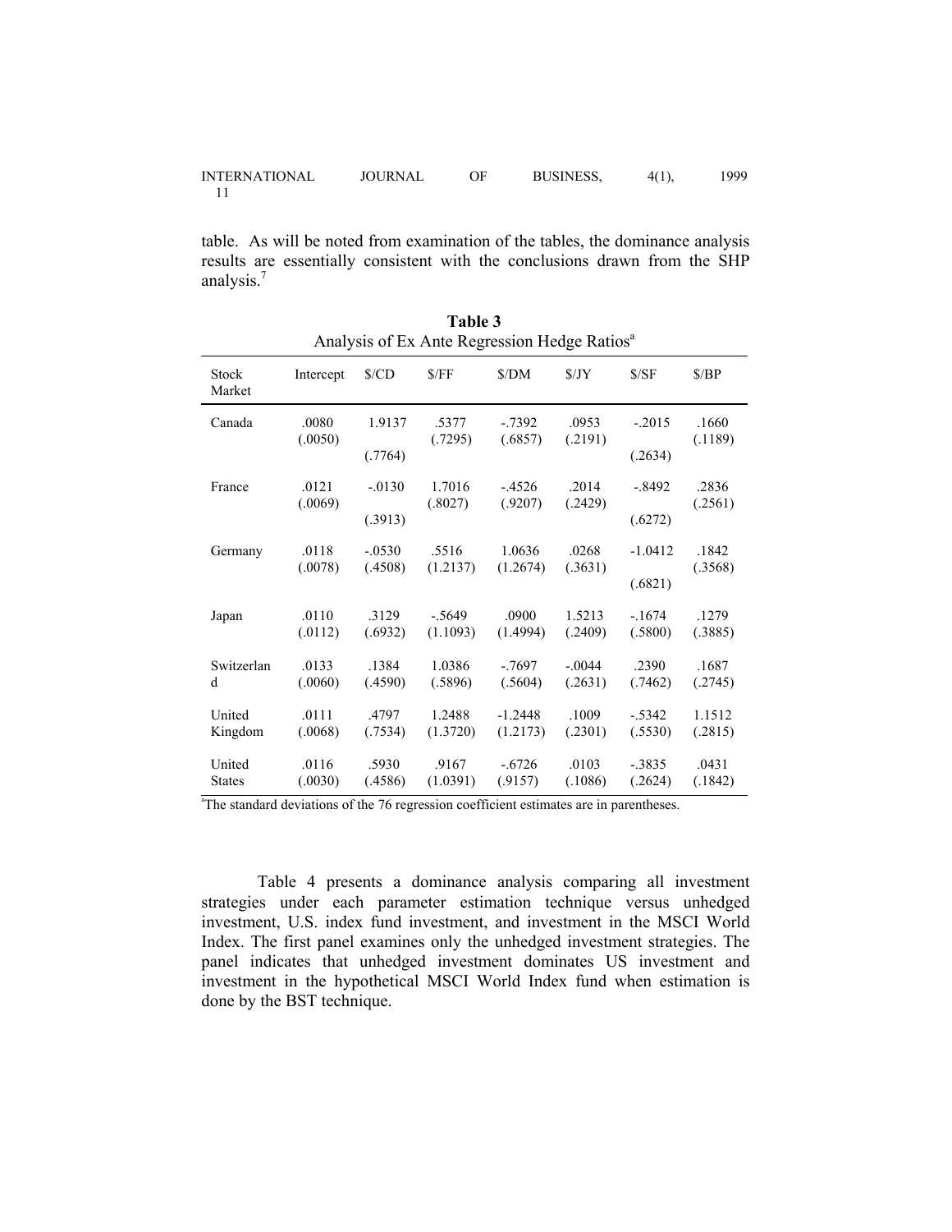table. As will be noted from examination of the tables, the dominance analysis results are essentially consistent with the conclusions drawn from the SHP analysis.[7]

**Table 3**
Analysis of Ex Ante Regression Hedge Ratios[a]

| Stock Market | Intercept | $/CD | $/FF | $/DM | $/JY | $/SF | $/BP |
|---|---|---|---|---|---|---|---|
| Canada | .0080 (.0050) | 1.9137 (.7764) | .5377 (.7295) | -.7392 (.6857) | .0953 (.2191) | -.2015 (.2634) | .1660 (.1189) |
| France | .0121 (.0069) | -.0130 (.3913) | 1.7016 (.8027) | -.4526 (.9207) | .2014 (.2429) | -.8492 (.6272) | .2836 (.2561) |
| Germany | .0118 (.0078) | -.0530 (.4508) | .5516 (1.2137) | 1.0636 (1.2674) | .0268 (.3631) | -1.0412 (.6821) | .1842 (.3568) |
| Japan | .0110 (.0112) | .3129 (.6932) | -.5649 (1.1093) | .0900 (1.4994) | 1.5213 (.2409) | -.1674 (.5800) | .1279 (.3885) |
| Switzerland | .0133 (.0060) | .1384 (.4590) | 1.0386 (.5896) | -.7697 (.5604) | -.0044 (.2631) | .2390 (.7462) | .1687 (.2745) |
| United Kingdom | .0111 (.0068) | .4797 (.7534) | 1.2488 (1.3720) | -1.2448 (1.2173) | .1009 (.2301) | -.5342 (.5530) | 1.1512 (.2815) |
| United States | .0116 (.0030) | .5930 (.4586) | .9167 (1.0391) | -.6726 (.9157) | .0103 (.1086) | -.3835 (.2624) | .0431 (.1842) |

[a]The standard deviations of the 76 regression coefficient estimates are in parentheses.

Table 4 presents a dominance analysis comparing all investment strategies under each parameter estimation technique versus unhedged investment, U.S. index fund investment, and investment in the MSCI World Index. The first panel examines only the unhedged investment strategies. The panel indicates that unhedged investment dominates US investment and investment in the hypothetical MSCI World Index fund when estimation is done by the BST technique.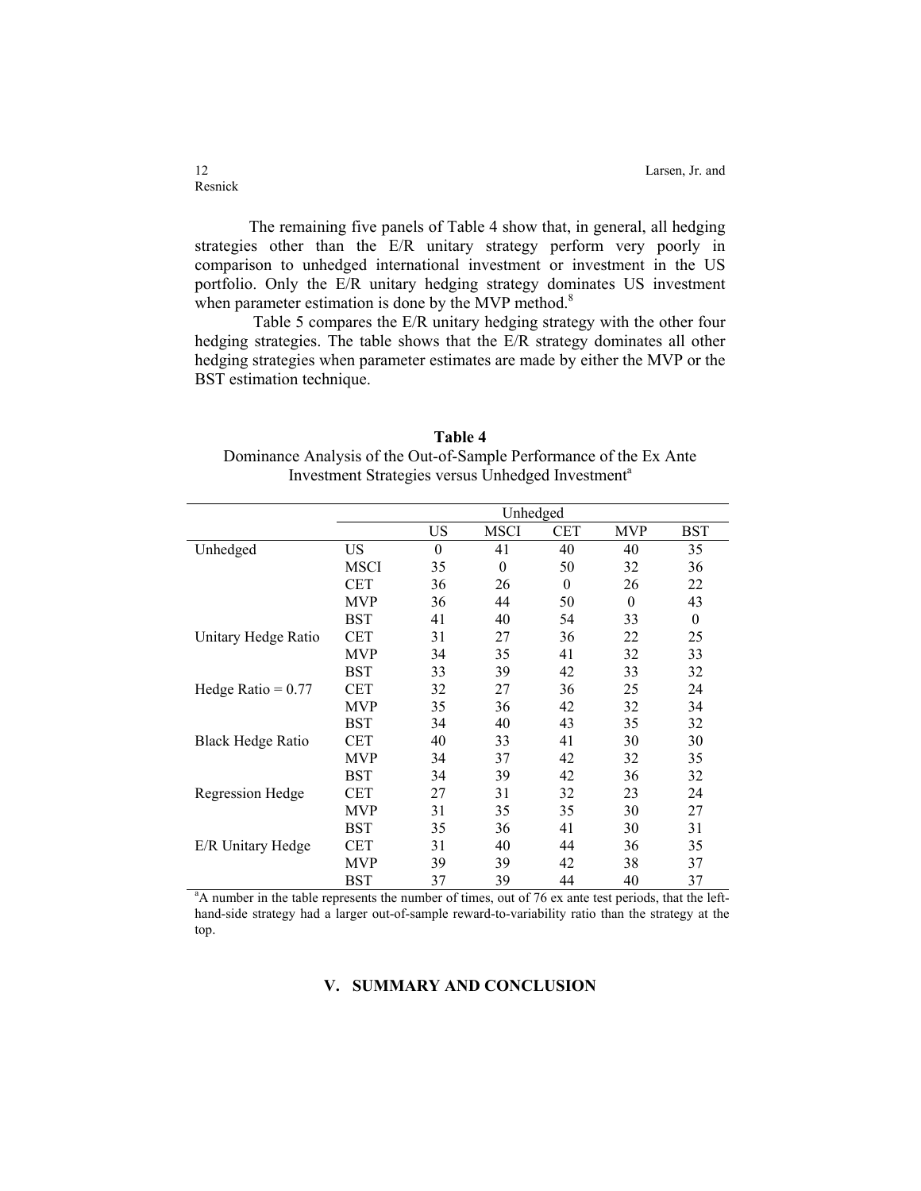The remaining five panels of Table 4 show that, in general, all hedging strategies other than the E/R unitary strategy perform very poorly in comparison to unhedged international investment or investment in the US portfolio. Only the E/R unitary hedging strategy dominates US investment when parameter estimation is done by the MVP method.[8]

Table 5 compares the E/R unitary hedging strategy with the other four hedging strategies. The table shows that the E/R strategy dominates all other hedging strategies when parameter estimates are made by either the MVP or the BST estimation technique.

**Table 4**

Dominance Analysis of the Out-of-Sample Performance of the Ex Ante Investment Strategies versus Unhedged Investment[a]

| | | Unhedged | | | | |
|---|---|---|---|---|---|---|
| | | US | MSCI | CET | MVP | BST |
| Unhedged | US | 0 | 41 | 40 | 40 | 35 |
| | MSCI | 35 | 0 | 50 | 32 | 36 |
| | CET | 36 | 26 | 0 | 26 | 22 |
| | MVP | 36 | 44 | 50 | 0 | 43 |
| | BST | 41 | 40 | 54 | 33 | 0 |
| Unitary Hedge Ratio | CET | 31 | 27 | 36 | 22 | 25 |
| | MVP | 34 | 35 | 41 | 32 | 33 |
| | BST | 33 | 39 | 42 | 33 | 32 |
| Hedge Ratio = 0.77 | CET | 32 | 27 | 36 | 25 | 24 |
| | MVP | 35 | 36 | 42 | 32 | 34 |
| | BST | 34 | 40 | 43 | 35 | 32 |
| Black Hedge Ratio | CET | 40 | 33 | 41 | 30 | 30 |
| | MVP | 34 | 37 | 42 | 32 | 35 |
| | BST | 34 | 39 | 42 | 36 | 32 |
| Regression Hedge | CET | 27 | 31 | 32 | 23 | 24 |
| | MVP | 31 | 35 | 35 | 30 | 27 |
| | BST | 35 | 36 | 41 | 30 | 31 |
| E/R Unitary Hedge | CET | 31 | 40 | 44 | 36 | 35 |
| | MVP | 39 | 39 | 42 | 38 | 37 |
| | BST | 37 | 39 | 44 | 40 | 37 |

[a]A number in the table represents the number of times, out of 76 ex ante test periods, that the left-hand-side strategy had a larger out-of-sample reward-to-variability ratio than the strategy at the top.

## V. SUMMARY AND CONCLUSION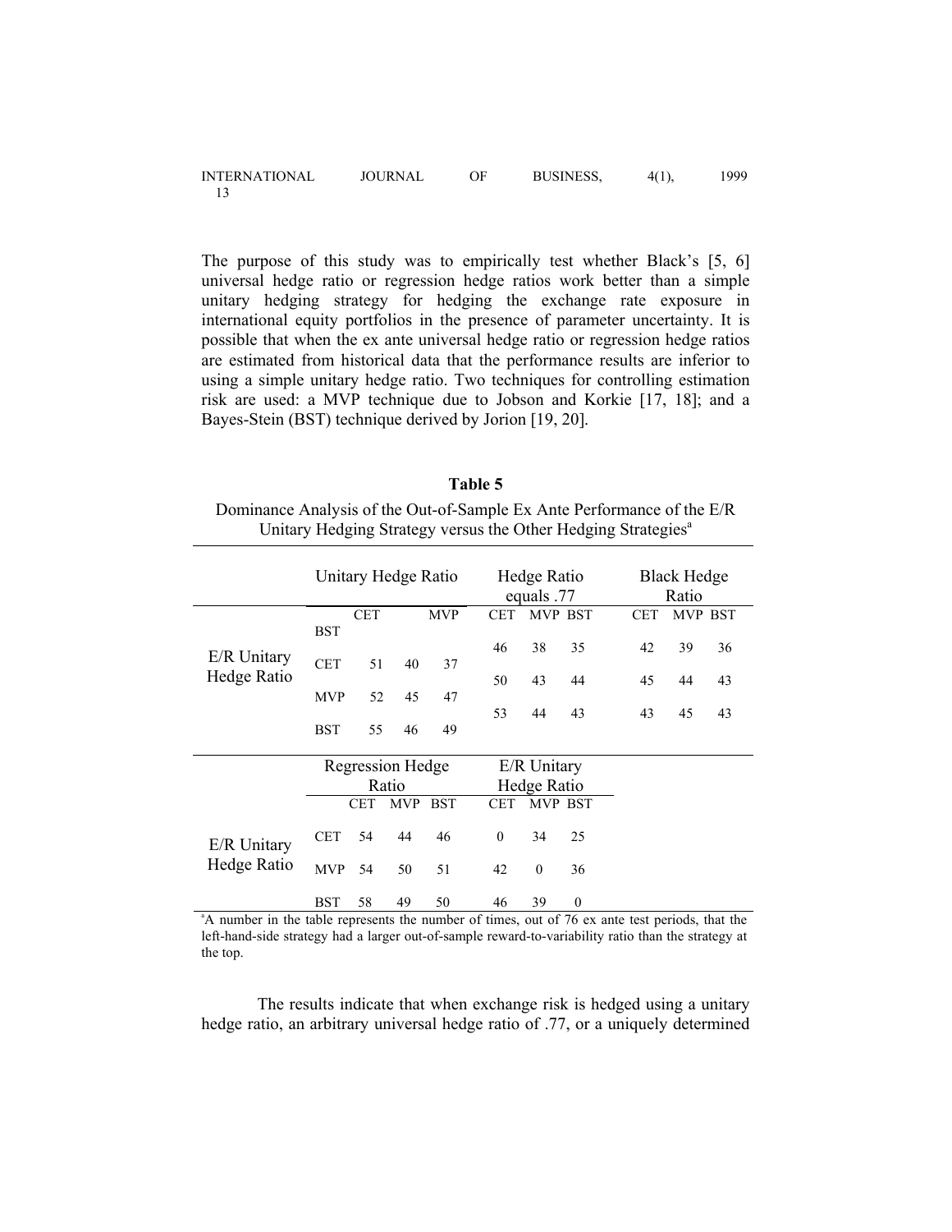The purpose of this study was to empirically test whether Black's [5, 6] universal hedge ratio or regression hedge ratios work better than a simple unitary hedging strategy for hedging the exchange rate exposure in international equity portfolios in the presence of parameter uncertainty. It is possible that when the ex ante universal hedge ratio or regression hedge ratios are estimated from historical data that the performance results are inferior to using a simple unitary hedge ratio. Two techniques for controlling estimation risk are used: a MVP technique due to Jobson and Korkie [17, 18]; and a Bayes-Stein (BST) technique derived by Jorion [19, 20].

**Table 5**

Dominance Analysis of the Out-of-Sample Ex Ante Performance of the E/R Unitary Hedging Strategy versus the Other Hedging Strategies[a]

| | | Unitary Hedge Ratio | | | Hedge Ratio equals .77 | | | Black Hedge Ratio | | |
|---|---|---|---|---|---|---|---|---|---|---|
| | | CET | MVP | BST | CET | MVP | BST | CET | MVP | BST |
| E/R Unitary Hedge Ratio | CET | 51 | 40 | 37 | 46 | 38 | 35 | 42 | 39 | 36 |
| | MVP | 52 | 45 | 47 | 50 | 43 | 44 | 45 | 44 | 43 |
| | BST | 55 | 46 | 49 | 53 | 44 | 43 | 43 | 45 | 43 |

| | | Regression Hedge Ratio | | | E/R Unitary Hedge Ratio | | |
|---|---|---|---|---|---|---|---|
| | | CET | MVP | BST | CET | MVP | BST |
| E/R Unitary Hedge Ratio | CET | 54 | 44 | 46 | 0 | 34 | 25 |
| | MVP | 54 | 50 | 51 | 42 | 0 | 36 |
| | BST | 58 | 49 | 50 | 46 | 39 | 0 |

[a]A number in the table represents the number of times, out of 76 ex ante test periods, that the left-hand-side strategy had a larger out-of-sample reward-to-variability ratio than the strategy at the top.

The results indicate that when exchange risk is hedged using a unitary hedge ratio, an arbitrary universal hedge ratio of .77, or a uniquely determined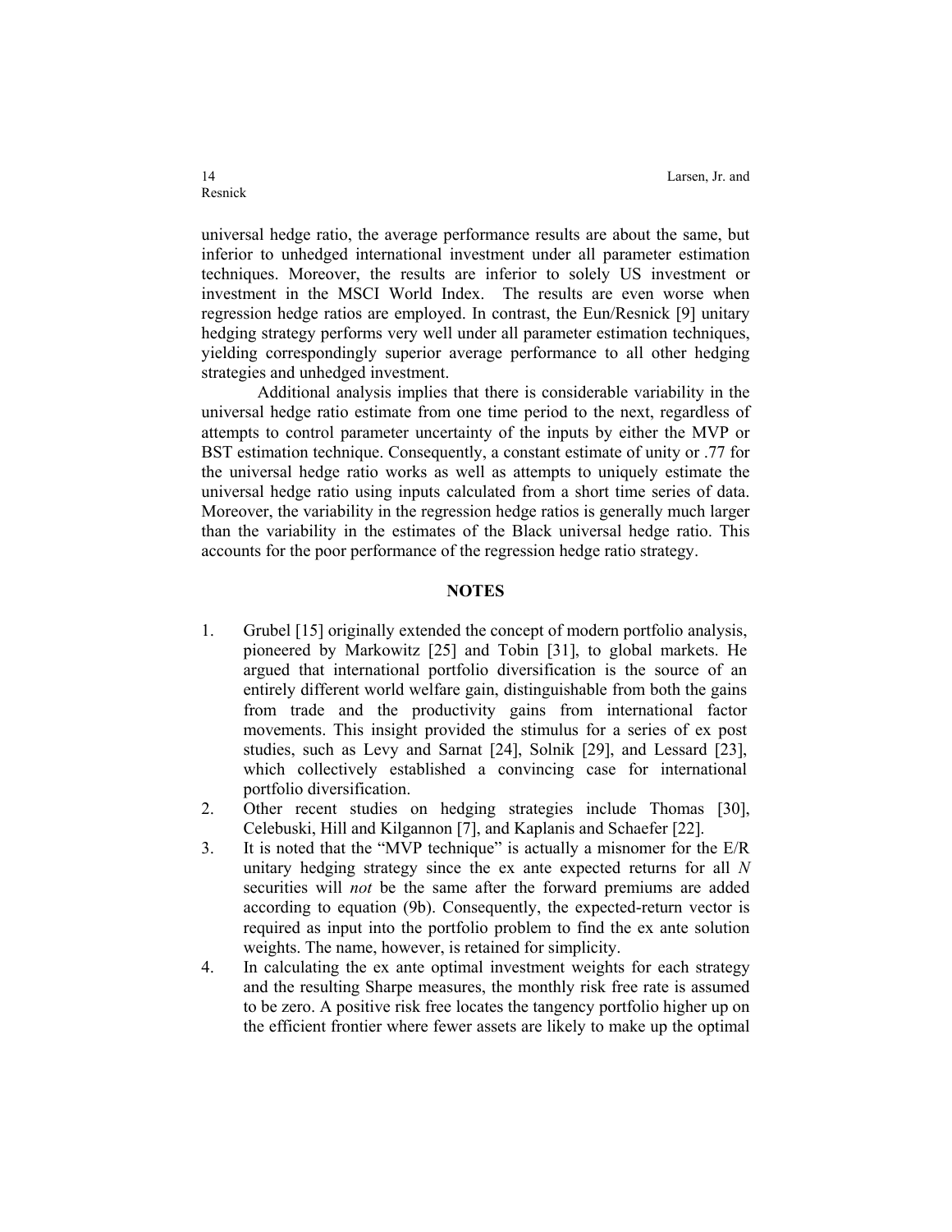universal hedge ratio, the average performance results are about the same, but inferior to unhedged international investment under all parameter estimation techniques. Moreover, the results are inferior to solely US investment or investment in the MSCI World Index. The results are even worse when regression hedge ratios are employed. In contrast, the Eun/Resnick [9] unitary hedging strategy performs very well under all parameter estimation techniques, yielding correspondingly superior average performance to all other hedging strategies and unhedged investment.

Additional analysis implies that there is considerable variability in the universal hedge ratio estimate from one time period to the next, regardless of attempts to control parameter uncertainty of the inputs by either the MVP or BST estimation technique. Consequently, a constant estimate of unity or .77 for the universal hedge ratio works as well as attempts to uniquely estimate the universal hedge ratio using inputs calculated from a short time series of data. Moreover, the variability in the regression hedge ratios is generally much larger than the variability in the estimates of the Black universal hedge ratio. This accounts for the poor performance of the regression hedge ratio strategy.

## NOTES

1. Grubel [15] originally extended the concept of modern portfolio analysis, pioneered by Markowitz [25] and Tobin [31], to global markets. He argued that international portfolio diversification is the source of an entirely different world welfare gain, distinguishable from both the gains from trade and the productivity gains from international factor movements. This insight provided the stimulus for a series of ex post studies, such as Levy and Sarnat [24], Solnik [29], and Lessard [23], which collectively established a convincing case for international portfolio diversification.
2. Other recent studies on hedging strategies include Thomas [30], Celebuski, Hill and Kilgannon [7], and Kaplanis and Schaefer [22].
3. It is noted that the "MVP technique" is actually a misnomer for the E/R unitary hedging strategy since the ex ante expected returns for all $N$ securities will *not* be the same after the forward premiums are added according to equation (9b). Consequently, the expected-return vector is required as input into the portfolio problem to find the ex ante solution weights. The name, however, is retained for simplicity.
4. In calculating the ex ante optimal investment weights for each strategy and the resulting Sharpe measures, the monthly risk free rate is assumed to be zero. A positive risk free locates the tangency portfolio higher up on the efficient frontier where fewer assets are likely to make up the optimal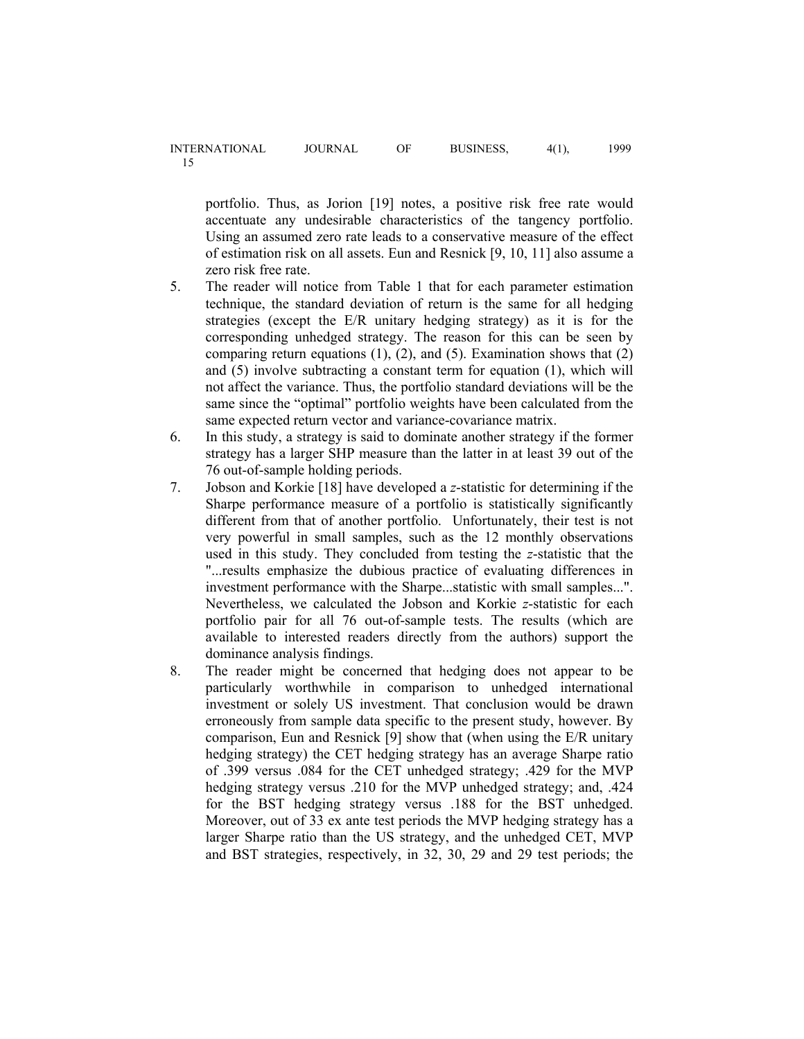portfolio. Thus, as Jorion [19] notes, a positive risk free rate would accentuate any undesirable characteristics of the tangency portfolio. Using an assumed zero rate leads to a conservative measure of the effect of estimation risk on all assets. Eun and Resnick [9, 10, 11] also assume a zero risk free rate.

5. The reader will notice from Table 1 that for each parameter estimation technique, the standard deviation of return is the same for all hedging strategies (except the E/R unitary hedging strategy) as it is for the corresponding unhedged strategy. The reason for this can be seen by comparing return equations (1), (2), and (5). Examination shows that (2) and (5) involve subtracting a constant term for equation (1), which will not affect the variance. Thus, the portfolio standard deviations will be the same since the "optimal" portfolio weights have been calculated from the same expected return vector and variance-covariance matrix.
6. In this study, a strategy is said to dominate another strategy if the former strategy has a larger SHP measure than the latter in at least 39 out of the 76 out-of-sample holding periods.
7. Jobson and Korkie [18] have developed a *z*-statistic for determining if the Sharpe performance measure of a portfolio is statistically significantly different from that of another portfolio. Unfortunately, their test is not very powerful in small samples, such as the 12 monthly observations used in this study. They concluded from testing the *z*-statistic that the "...results emphasize the dubious practice of evaluating differences in investment performance with the Sharpe...statistic with small samples...". Nevertheless, we calculated the Jobson and Korkie *z*-statistic for each portfolio pair for all 76 out-of-sample tests. The results (which are available to interested readers directly from the authors) support the dominance analysis findings.
8. The reader might be concerned that hedging does not appear to be particularly worthwhile in comparison to unhedged international investment or solely US investment. That conclusion would be drawn erroneously from sample data specific to the present study, however. By comparison, Eun and Resnick [9] show that (when using the E/R unitary hedging strategy) the CET hedging strategy has an average Sharpe ratio of .399 versus .084 for the CET unhedged strategy; .429 for the MVP hedging strategy versus .210 for the MVP unhedged strategy; and, .424 for the BST hedging strategy versus .188 for the BST unhedged. Moreover, out of 33 ex ante test periods the MVP hedging strategy has a larger Sharpe ratio than the US strategy, and the unhedged CET, MVP and BST strategies, respectively, in 32, 30, 29 and 29 test periods; the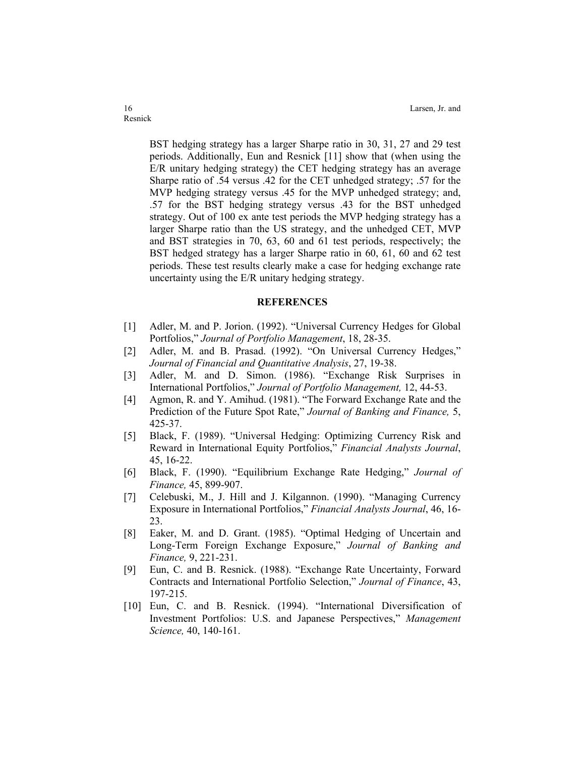BST hedging strategy has a larger Sharpe ratio in 30, 31, 27 and 29 test periods. Additionally, Eun and Resnick [11] show that (when using the E/R unitary hedging strategy) the CET hedging strategy has an average Sharpe ratio of .54 versus .42 for the CET unhedged strategy; .57 for the MVP hedging strategy versus .45 for the MVP unhedged strategy; and, .57 for the BST hedging strategy versus .43 for the BST unhedged strategy. Out of 100 ex ante test periods the MVP hedging strategy has a larger Sharpe ratio than the US strategy, and the unhedged CET, MVP and BST strategies in 70, 63, 60 and 61 test periods, respectively; the BST hedged strategy has a larger Sharpe ratio in 60, 61, 60 and 62 test periods. These test results clearly make a case for hedging exchange rate uncertainty using the E/R unitary hedging strategy.

## REFERENCES

[1] Adler, M. and P. Jorion. (1992). "Universal Currency Hedges for Global Portfolios," *Journal of Portfolio Management*, 18, 28-35.

[2] Adler, M. and B. Prasad. (1992). "On Universal Currency Hedges," *Journal of Financial and Quantitative Analysis*, 27, 19-38.

[3] Adler, M. and D. Simon. (1986). "Exchange Risk Surprises in International Portfolios," *Journal of Portfolio Management,* 12, 44-53.

[4] Agmon, R. and Y. Amihud. (1981). "The Forward Exchange Rate and the Prediction of the Future Spot Rate," *Journal of Banking and Finance,* 5, 425-37.

[5] Black, F. (1989). "Universal Hedging: Optimizing Currency Risk and Reward in International Equity Portfolios," *Financial Analysts Journal*, 45, 16-22.

[6] Black, F. (1990). "Equilibrium Exchange Rate Hedging," *Journal of Finance,* 45, 899-907.

[7] Celebuski, M., J. Hill and J. Kilgannon. (1990). "Managing Currency Exposure in International Portfolios," *Financial Analysts Journal*, 46, 16-23.

[8] Eaker, M. and D. Grant. (1985). "Optimal Hedging of Uncertain and Long-Term Foreign Exchange Exposure," *Journal of Banking and Finance,* 9, 221-231.

[9] Eun, C. and B. Resnick. (1988). "Exchange Rate Uncertainty, Forward Contracts and International Portfolio Selection," *Journal of Finance*, 43, 197-215.

[10] Eun, C. and B. Resnick. (1994). "International Diversification of Investment Portfolios: U.S. and Japanese Perspectives," *Management Science,* 40, 140-161.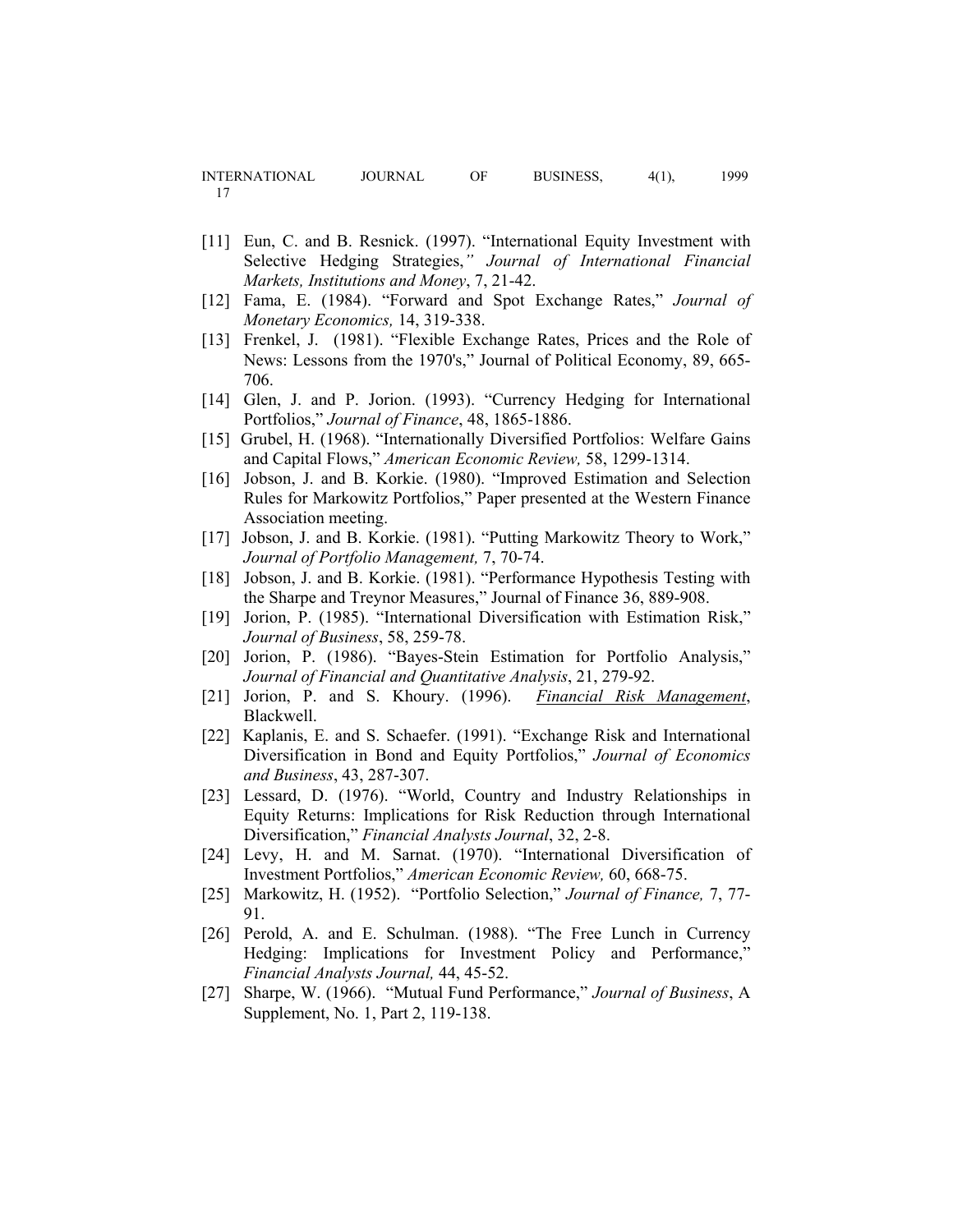[11] Eun, C. and B. Resnick. (1997). "International Equity Investment with Selective Hedging Strategies," *Journal of International Financial Markets, Institutions and Money*, 7, 21-42.

[12] Fama, E. (1984). "Forward and Spot Exchange Rates," *Journal of Monetary Economics,* 14, 319-338.

[13] Frenkel, J. (1981). "Flexible Exchange Rates, Prices and the Role of News: Lessons from the 1970's," Journal of Political Economy, 89, 665-706.

[14] Glen, J. and P. Jorion. (1993). "Currency Hedging for International Portfolios," *Journal of Finance*, 48, 1865-1886.

[15] Grubel, H. (1968). "Internationally Diversified Portfolios: Welfare Gains and Capital Flows," *American Economic Review,* 58, 1299-1314.

[16] Jobson, J. and B. Korkie. (1980). "Improved Estimation and Selection Rules for Markowitz Portfolios," Paper presented at the Western Finance Association meeting.

[17] Jobson, J. and B. Korkie. (1981). "Putting Markowitz Theory to Work," *Journal of Portfolio Management,* 7, 70-74.

[18] Jobson, J. and B. Korkie. (1981). "Performance Hypothesis Testing with the Sharpe and Treynor Measures," Journal of Finance 36, 889-908.

[19] Jorion, P. (1985). "International Diversification with Estimation Risk," *Journal of Business*, 58, 259-78.

[20] Jorion, P. (1986). "Bayes-Stein Estimation for Portfolio Analysis," *Journal of Financial and Quantitative Analysis*, 21, 279-92.

[21] Jorion, P. and S. Khoury. (1996). *Financial Risk Management*, Blackwell.

[22] Kaplanis, E. and S. Schaefer. (1991). "Exchange Risk and International Diversification in Bond and Equity Portfolios," *Journal of Economics and Business*, 43, 287-307.

[23] Lessard, D. (1976). "World, Country and Industry Relationships in Equity Returns: Implications for Risk Reduction through International Diversification," *Financial Analysts Journal*, 32, 2-8.

[24] Levy, H. and M. Sarnat. (1970). "International Diversification of Investment Portfolios," *American Economic Review,* 60, 668-75.

[25] Markowitz, H. (1952). "Portfolio Selection," *Journal of Finance,* 7, 77-91.

[26] Perold, A. and E. Schulman. (1988). "The Free Lunch in Currency Hedging: Implications for Investment Policy and Performance," *Financial Analysts Journal,* 44, 45-52.

[27] Sharpe, W. (1966). "Mutual Fund Performance," *Journal of Business*, A Supplement, No. 1, Part 2, 119-138.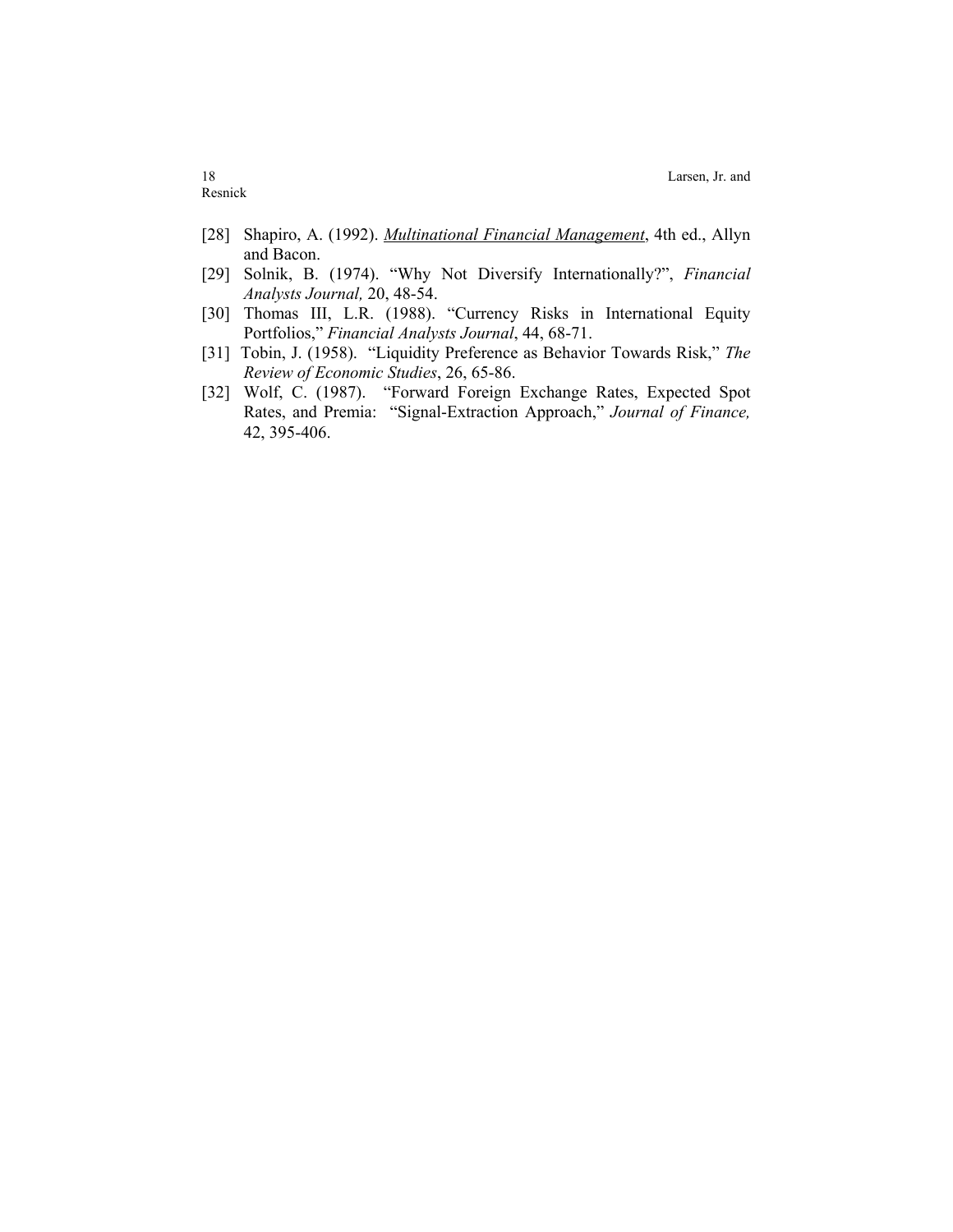[28] Shapiro, A. (1992). *Multinational Financial Management*, 4th ed., Allyn and Bacon.

[29] Solnik, B. (1974). "Why Not Diversify Internationally?", *Financial Analysts Journal,* 20, 48-54.

[30] Thomas III, L.R. (1988). "Currency Risks in International Equity Portfolios," *Financial Analysts Journal*, 44, 68-71.

[31] Tobin, J. (1958). "Liquidity Preference as Behavior Towards Risk," *The Review of Economic Studies*, 26, 65-86.

[32] Wolf, C. (1987). "Forward Foreign Exchange Rates, Expected Spot Rates, and Premia: "Signal-Extraction Approach," *Journal of Finance,* 42, 395-406.